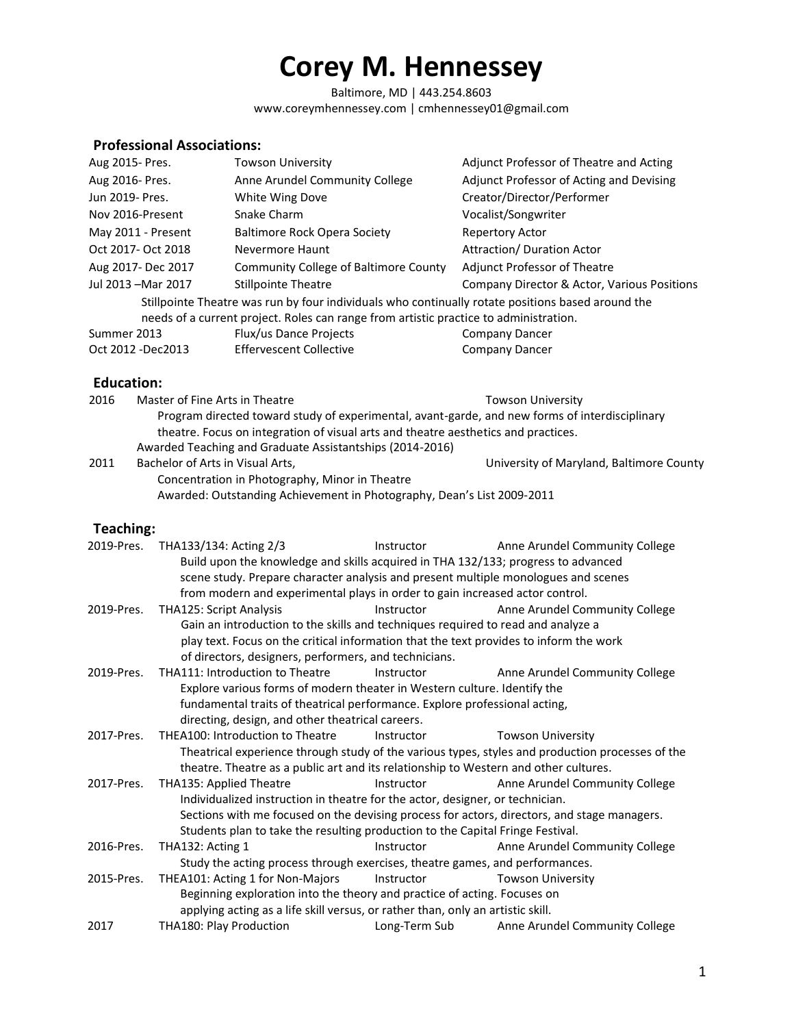# Corey M. Hennessey

Baltimore, MD | 443.254.8603
www.coreymhennessey.com | cmhennessey01@gmail.com

## Professional Associations:

| | | |
|---|---|---|
| Aug 2015- Pres. | Towson University | Adjunct Professor of Theatre and Acting |
| Aug 2016- Pres. | Anne Arundel Community College | Adjunct Professor of Acting and Devising |
| Jun 2019- Pres. | White Wing Dove | Creator/Director/Performer |
| Nov 2016-Present | Snake Charm | Vocalist/Songwriter |
| May 2011 - Present | Baltimore Rock Opera Society | Repertory Actor |
| Oct 2017- Oct 2018 | Nevermore Haunt | Attraction/ Duration Actor |
| Aug 2017- Dec 2017 | Community College of Baltimore County | Adjunct Professor of Theatre |
| Jul 2013 –Mar 2017 | Stillpointe Theatre | Company Director & Actor, Various Positions |

Stillpointe Theatre was run by four individuals who continually rotate positions based around the needs of a current project. Roles can range from artistic practice to administration.

| | | |
|---|---|---|
| Summer 2013 | Flux/us Dance Projects | Company Dancer |
| Oct 2012 -Dec2013 | Effervescent Collective | Company Dancer |

## Education:

**2016** — Master of Fine Arts in Theatre — Towson University
Program directed toward study of experimental, avant-garde, and new forms of interdisciplinary theatre. Focus on integration of visual arts and theatre aesthetics and practices.
Awarded Teaching and Graduate Assistantships (2014-2016)

**2011** — Bachelor of Arts in Visual Arts, — University of Maryland, Baltimore County
Concentration in Photography, Minor in Theatre
Awarded: Outstanding Achievement in Photography, Dean's List 2009-2011

## Teaching:

**2019-Pres.** — THA133/134: Acting 2/3 — Instructor — Anne Arundel Community College
Build upon the knowledge and skills acquired in THA 132/133; progress to advanced scene study. Prepare character analysis and present multiple monologues and scenes from modern and experimental plays in order to gain increased actor control.

**2019-Pres.** — THA125: Script Analysis — Instructor — Anne Arundel Community College
Gain an introduction to the skills and techniques required to read and analyze a play text. Focus on the critical information that the text provides to inform the work of directors, designers, performers, and technicians.

**2019-Pres.** — THA111: Introduction to Theatre — Instructor — Anne Arundel Community College
Explore various forms of modern theater in Western culture. Identify the fundamental traits of theatrical performance. Explore professional acting, directing, design, and other theatrical careers.

**2017-Pres.** — THEA100: Introduction to Theatre — Instructor — Towson University
Theatrical experience through study of the various types, styles and production processes of the theatre. Theatre as a public art and its relationship to Western and other cultures.

**2017-Pres.** — THA135: Applied Theatre — Instructor — Anne Arundel Community College
Individualized instruction in theatre for the actor, designer, or technician. Sections with me focused on the devising process for actors, directors, and stage managers. Students plan to take the resulting production to the Capital Fringe Festival.

**2016-Pres.** — THA132: Acting 1 — Instructor — Anne Arundel Community College
Study the acting process through exercises, theatre games, and performances.

**2015-Pres.** — THEA101: Acting 1 for Non-Majors — Instructor — Towson University
Beginning exploration into the theory and practice of acting. Focuses on applying acting as a life skill versus, or rather than, only an artistic skill.

**2017** — THA180: Play Production — Long-Term Sub — Anne Arundel Community College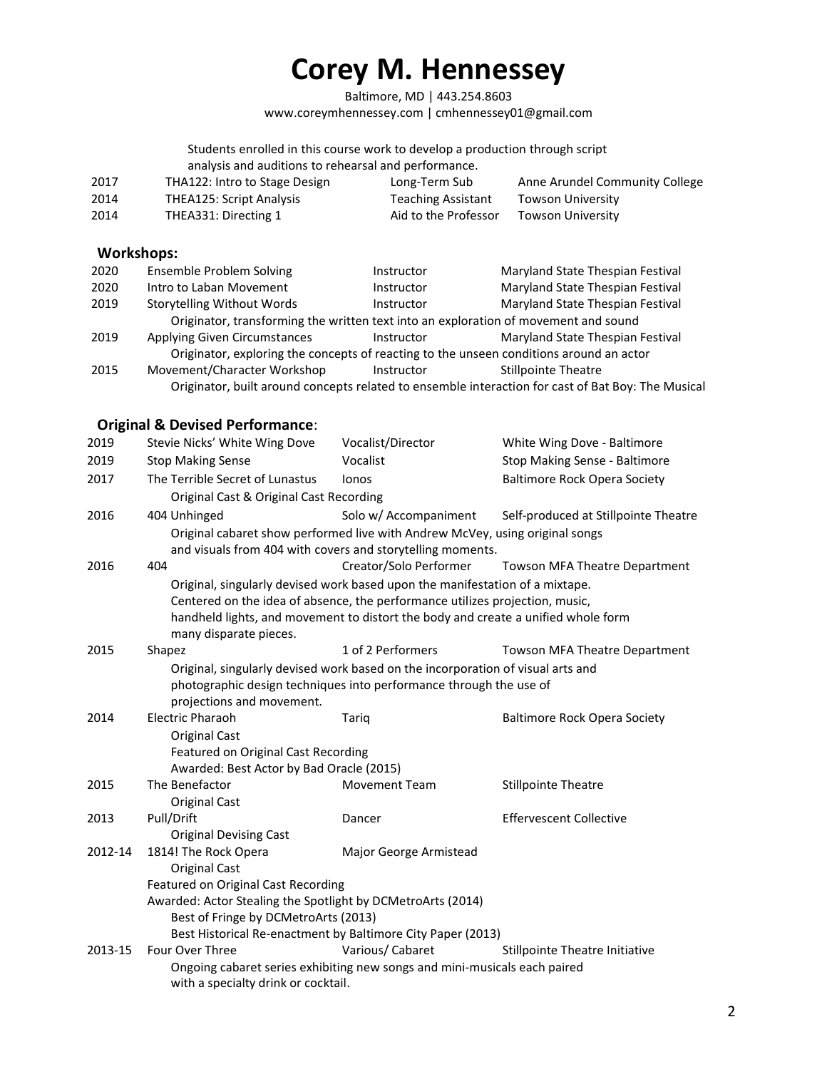# Corey M. Hennessey

Baltimore, MD | 443.254.8603
www.coreymhennessey.com | cmhennessey01@gmail.com

Students enrolled in this course work to develop a production through script analysis and auditions to rehearsal and performance.

| | | | |
|---|---|---|---|
| 2017 | THA122: Intro to Stage Design | Long-Term Sub | Anne Arundel Community College |
| 2014 | THEA125: Script Analysis | Teaching Assistant | Towson University |
| 2014 | THEA331: Directing 1 | Aid to the Professor | Towson University |

**Workshops:**

| | | | |
|---|---|---|---|
| 2020 | Ensemble Problem Solving | Instructor | Maryland State Thespian Festival |
| 2020 | Intro to Laban Movement | Instructor | Maryland State Thespian Festival |
| 2019 | Storytelling Without Words | Instructor | Maryland State Thespian Festival |
| | Originator, transforming the written text into an exploration of movement and sound | | |
| 2019 | Applying Given Circumstances | Instructor | Maryland State Thespian Festival |
| | Originator, exploring the concepts of reacting to the unseen conditions around an actor | | |
| 2015 | Movement/Character Workshop | Instructor | Stillpointe Theatre |
| | Originator, built around concepts related to ensemble interaction for cast of Bat Boy: The Musical | | |

**Original & Devised Performance**:

| | | | |
|---|---|---|---|
| 2019 | Stevie Nicks' White Wing Dove | Vocalist/Director | White Wing Dove - Baltimore |
| 2019 | Stop Making Sense | Vocalist | Stop Making Sense - Baltimore |
| 2017 | The Terrible Secret of Lunastus | Ionos | Baltimore Rock Opera Society |
| | Original Cast & Original Cast Recording | | |
| 2016 | 404 Unhinged | Solo w/ Accompaniment | Self-produced at Stillpointe Theatre |
| | Original cabaret show performed live with Andrew McVey, using original songs and visuals from 404 with covers and storytelling moments. | | |
| 2016 | 404 | Creator/Solo Performer | Towson MFA Theatre Department |
| | Original, singularly devised work based upon the manifestation of a mixtape. Centered on the idea of absence, the performance utilizes projection, music, handheld lights, and movement to distort the body and create a unified whole form many disparate pieces. | | |
| 2015 | Shapez | 1 of 2 Performers | Towson MFA Theatre Department |
| | Original, singularly devised work based on the incorporation of visual arts and photographic design techniques into performance through the use of projections and movement. | | |
| 2014 | Electric Pharaoh | Tariq | Baltimore Rock Opera Society |
| | Original Cast<br>Featured on Original Cast Recording<br>Awarded: Best Actor by Bad Oracle (2015) | | |
| 2015 | The Benefactor | Movement Team | Stillpointe Theatre |
| | Original Cast | | |
| 2013 | Pull/Drift | Dancer | Effervescent Collective |
| | Original Devising Cast | | |
| 2012-14 | 1814! The Rock Opera | Major George Armistead | |
| | Original Cast<br>Featured on Original Cast Recording<br>Awarded: Actor Stealing the Spotlight by DCMetroArts (2014)<br>Best of Fringe by DCMetroArts (2013)<br>Best Historical Re-enactment by Baltimore City Paper (2013) | | |
| 2013-15 | Four Over Three | Various/ Cabaret | Stillpointe Theatre Initiative |
| | Ongoing cabaret series exhibiting new songs and mini-musicals each paired with a specialty drink or cocktail. | | |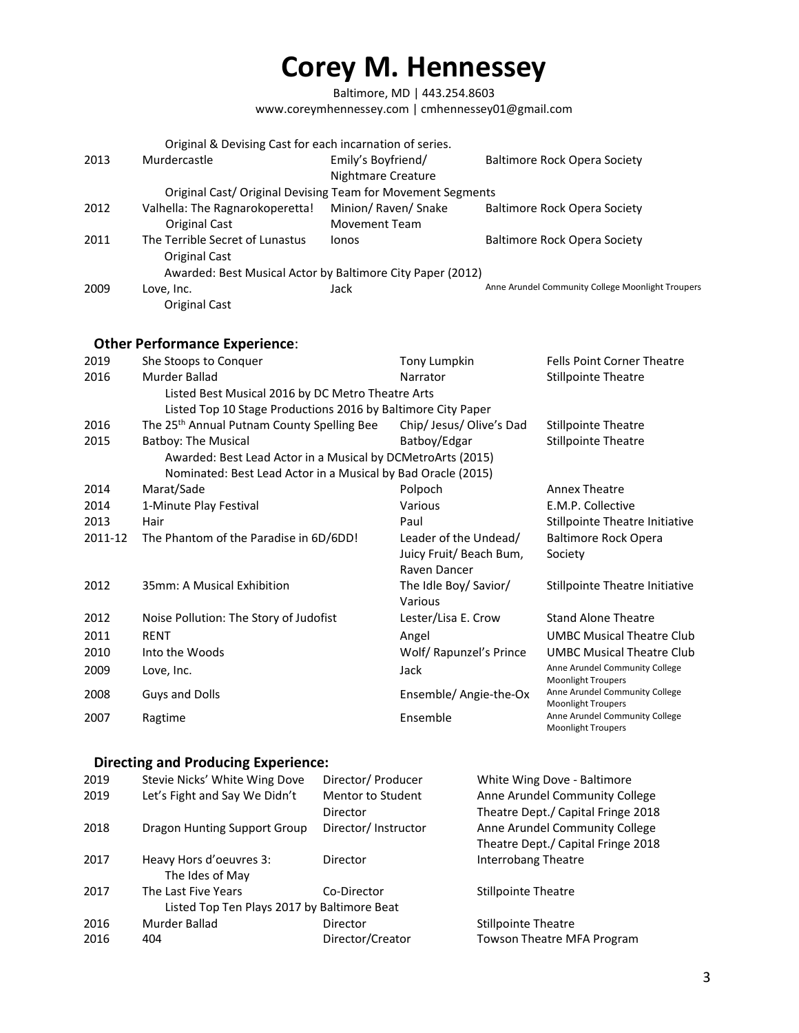# Corey M. Hennessey

Baltimore, MD | 443.254.8603
www.coreymhennessey.com | cmhennessey01@gmail.com

| | | | |
|---|---|---|---|
| | Original & Devising Cast for each incarnation of series. | | |
| 2013 | Murdercastle | Emily's Boyfriend/ Nightmare Creature | Baltimore Rock Opera Society |
| | Original Cast/ Original Devising Team for Movement Segments | | |
| 2012 | Valhella: The Ragnarokoperetta! Original Cast | Minion/ Raven/ Snake Movement Team | Baltimore Rock Opera Society |
| 2011 | The Terrible Secret of Lunastus Original Cast | Ionos | Baltimore Rock Opera Society |
| | Awarded: Best Musical Actor by Baltimore City Paper (2012) | | |
| 2009 | Love, Inc. Original Cast | Jack | Anne Arundel Community College Moonlight Troupers |

## Other Performance Experience:

| | | | |
|---|---|---|---|
| 2019 | She Stoops to Conquer | Tony Lumpkin | Fells Point Corner Theatre |
| 2016 | Murder Ballad | Narrator | Stillpointe Theatre |
| | Listed Best Musical 2016 by DC Metro Theatre Arts | | |
| | Listed Top 10 Stage Productions 2016 by Baltimore City Paper | | |
| 2016 | The 25th Annual Putnam County Spelling Bee | Chip/ Jesus/ Olive's Dad | Stillpointe Theatre |
| 2015 | Batboy: The Musical | Batboy/Edgar | Stillpointe Theatre |
| | Awarded: Best Lead Actor in a Musical by DCMetroArts (2015) | | |
| | Nominated: Best Lead Actor in a Musical by Bad Oracle (2015) | | |
| 2014 | Marat/Sade | Polpoch | Annex Theatre |
| 2014 | 1-Minute Play Festival | Various | E.M.P. Collective |
| 2013 | Hair | Paul | Stillpointe Theatre Initiative |
| 2011-12 | The Phantom of the Paradise in 6D/6DD! | Leader of the Undead/ Juicy Fruit/ Beach Bum, Raven Dancer | Baltimore Rock Opera Society |
| 2012 | 35mm: A Musical Exhibition | The Idle Boy/ Savior/ Various | Stillpointe Theatre Initiative |
| 2012 | Noise Pollution: The Story of Judofist | Lester/Lisa E. Crow | Stand Alone Theatre |
| 2011 | RENT | Angel | UMBC Musical Theatre Club |
| 2010 | Into the Woods | Wolf/ Rapunzel's Prince | UMBC Musical Theatre Club |
| 2009 | Love, Inc. | Jack | Anne Arundel Community College Moonlight Troupers |
| 2008 | Guys and Dolls | Ensemble/ Angie-the-Ox | Anne Arundel Community College Moonlight Troupers |
| 2007 | Ragtime | Ensemble | Anne Arundel Community College Moonlight Troupers |

## Directing and Producing Experience:

| | | | |
|---|---|---|---|
| 2019 | Stevie Nicks' White Wing Dove | Director/ Producer | White Wing Dove - Baltimore |
| 2019 | Let's Fight and Say We Didn't | Mentor to Student Director | Anne Arundel Community College Theatre Dept./ Capital Fringe 2018 |
| 2018 | Dragon Hunting Support Group | Director/ Instructor | Anne Arundel Community College Theatre Dept./ Capital Fringe 2018 |
| 2017 | Heavy Hors d'oeuvres 3: The Ides of May | Director | Interrobang Theatre |
| 2017 | The Last Five Years | Co-Director | Stillpointe Theatre |
| | Listed Top Ten Plays 2017 by Baltimore Beat | | |
| 2016 | Murder Ballad | Director | Stillpointe Theatre |
| 2016 | 404 | Director/Creator | Towson Theatre MFA Program |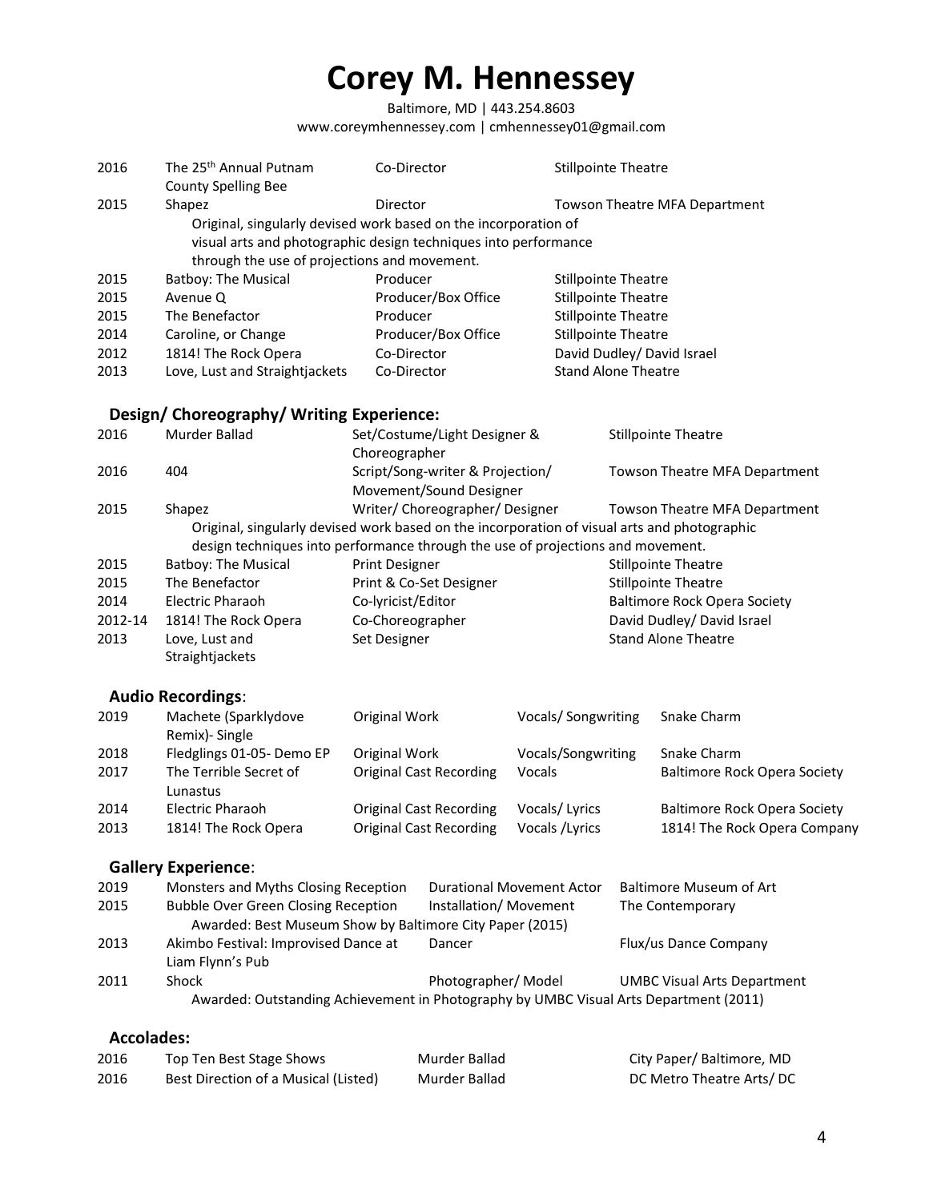# Corey M. Hennessey

Baltimore, MD | 443.254.8603
www.coreymhennessey.com | cmhennessey01@gmail.com

| | | | |
|---|---|---|---|
| 2016 | The 25th Annual Putnam County Spelling Bee | Co-Director | Stillpointe Theatre |
| 2015 | Shapez | Director | Towson Theatre MFA Department |
| | Original, singularly devised work based on the incorporation of visual arts and photographic design techniques into performance through the use of projections and movement. | | |
| 2015 | Batboy: The Musical | Producer | Stillpointe Theatre |
| 2015 | Avenue Q | Producer/Box Office | Stillpointe Theatre |
| 2015 | The Benefactor | Producer | Stillpointe Theatre |
| 2014 | Caroline, or Change | Producer/Box Office | Stillpointe Theatre |
| 2012 | 1814! The Rock Opera | Co-Director | David Dudley/ David Israel |
| 2013 | Love, Lust and Straightjackets | Co-Director | Stand Alone Theatre |

## Design/ Choreography/ Writing Experience:

| | | | |
|---|---|---|---|
| 2016 | Murder Ballad | Set/Costume/Light Designer & Choreographer | Stillpointe Theatre |
| 2016 | 404 | Script/Song-writer & Projection/ Movement/Sound Designer | Towson Theatre MFA Department |
| 2015 | Shapez | Writer/ Choreographer/ Designer | Towson Theatre MFA Department |
| | Original, singularly devised work based on the incorporation of visual arts and photographic design techniques into performance through the use of projections and movement. | | |
| 2015 | Batboy: The Musical | Print Designer | Stillpointe Theatre |
| 2015 | The Benefactor | Print & Co-Set Designer | Stillpointe Theatre |
| 2014 | Electric Pharaoh | Co-lyricist/Editor | Baltimore Rock Opera Society |
| 2012-14 | 1814! The Rock Opera | Co-Choreographer | David Dudley/ David Israel |
| 2013 | Love, Lust and Straightjackets | Set Designer | Stand Alone Theatre |

## Audio Recordings:

| | | | | |
|---|---|---|---|---|
| 2019 | Machete (Sparklydove Remix)- Single | Original Work | Vocals/ Songwriting | Snake Charm |
| 2018 | Fledglings 01-05- Demo EP | Original Work | Vocals/Songwriting | Snake Charm |
| 2017 | The Terrible Secret of Lunastus | Original Cast Recording | Vocals | Baltimore Rock Opera Society |
| 2014 | Electric Pharaoh | Original Cast Recording | Vocals/ Lyrics | Baltimore Rock Opera Society |
| 2013 | 1814! The Rock Opera | Original Cast Recording | Vocals /Lyrics | 1814! The Rock Opera Company |

## Gallery Experience:

| | | | |
|---|---|---|---|
| 2019 | Monsters and Myths Closing Reception | Durational Movement Actor | Baltimore Museum of Art |
| 2015 | Bubble Over Green Closing Reception | Installation/ Movement | The Contemporary |
| | Awarded: Best Museum Show by Baltimore City Paper (2015) | | |
| 2013 | Akimbo Festival: Improvised Dance at Liam Flynn's Pub | Dancer | Flux/us Dance Company |
| 2011 | Shock | Photographer/ Model | UMBC Visual Arts Department |
| | Awarded: Outstanding Achievement in Photography by UMBC Visual Arts Department (2011) | | |

## Accolades:

| | | | |
|---|---|---|---|
| 2016 | Top Ten Best Stage Shows | Murder Ballad | City Paper/ Baltimore, MD |
| 2016 | Best Direction of a Musical (Listed) | Murder Ballad | DC Metro Theatre Arts/ DC |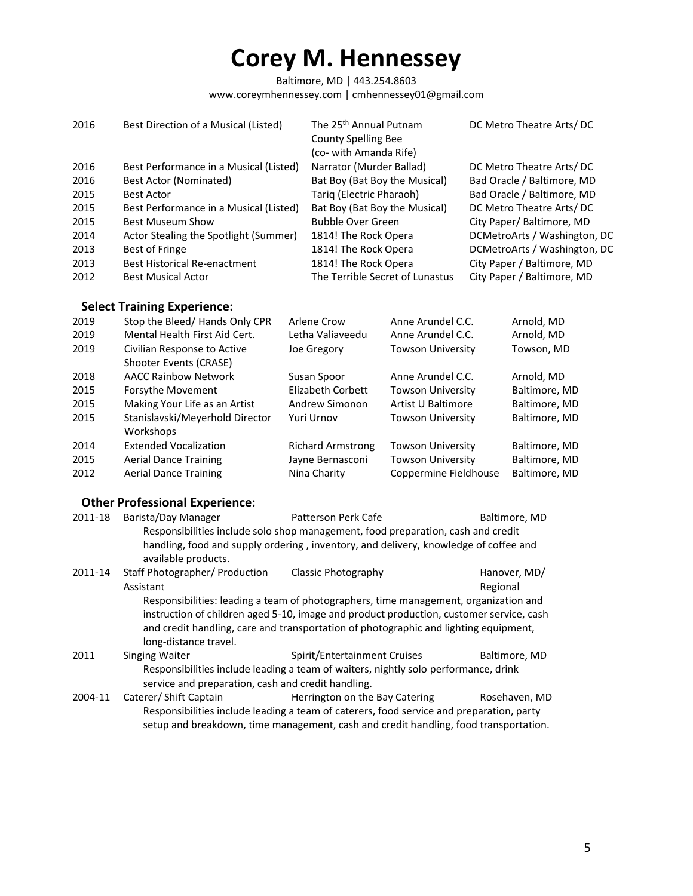# Corey M. Hennessey

Baltimore, MD | 443.254.8603
www.coreymhennessey.com | cmhennessey01@gmail.com

| | | | |
|---|---|---|---|
| 2016 | Best Direction of a Musical (Listed) | The 25th Annual Putnam County Spelling Bee (co- with Amanda Rife) | DC Metro Theatre Arts/ DC |
| 2016 | Best Performance in a Musical (Listed) | Narrator (Murder Ballad) | DC Metro Theatre Arts/ DC |
| 2016 | Best Actor (Nominated) | Bat Boy (Bat Boy the Musical) | Bad Oracle / Baltimore, MD |
| 2015 | Best Actor | Tariq (Electric Pharaoh) | Bad Oracle / Baltimore, MD |
| 2015 | Best Performance in a Musical (Listed) | Bat Boy (Bat Boy the Musical) | DC Metro Theatre Arts/ DC |
| 2015 | Best Museum Show | Bubble Over Green | City Paper/ Baltimore, MD |
| 2014 | Actor Stealing the Spotlight (Summer) | 1814! The Rock Opera | DCMetroArts / Washington, DC |
| 2013 | Best of Fringe | 1814! The Rock Opera | DCMetroArts / Washington, DC |
| 2013 | Best Historical Re-enactment | 1814! The Rock Opera | City Paper / Baltimore, MD |
| 2012 | Best Musical Actor | The Terrible Secret of Lunastus | City Paper / Baltimore, MD |

## Select Training Experience:

| | | | | |
|---|---|---|---|---|
| 2019 | Stop the Bleed/ Hands Only CPR | Arlene Crow | Anne Arundel C.C. | Arnold, MD |
| 2019 | Mental Health First Aid Cert. | Letha Valiaveedu | Anne Arundel C.C. | Arnold, MD |
| 2019 | Civilian Response to Active Shooter Events (CRASE) | Joe Gregory | Towson University | Towson, MD |
| 2018 | AACC Rainbow Network | Susan Spoor | Anne Arundel C.C. | Arnold, MD |
| 2015 | Forsythe Movement | Elizabeth Corbett | Towson University | Baltimore, MD |
| 2015 | Making Your Life as an Artist | Andrew Simonon | Artist U Baltimore | Baltimore, MD |
| 2015 | Stanislavski/Meyerhold Director Workshops | Yuri Urnov | Towson University | Baltimore, MD |
| 2014 | Extended Vocalization | Richard Armstrong | Towson University | Baltimore, MD |
| 2015 | Aerial Dance Training | Jayne Bernasconi | Towson University | Baltimore, MD |
| 2012 | Aerial Dance Training | Nina Charity | Coppermine Fieldhouse | Baltimore, MD |

## Other Professional Experience:

**2011-18** Barista/Day Manager — Patterson Perk Cafe — Baltimore, MD

Responsibilities include solo shop management, food preparation, cash and credit handling, food and supply ordering , inventory, and delivery, knowledge of coffee and available products.

**2011-14** Staff Photographer/ Production Assistant — Classic Photography — Hanover, MD/ Regional

Responsibilities: leading a team of photographers, time management, organization and instruction of children aged 5-10, image and product production, customer service, cash and credit handling, care and transportation of photographic and lighting equipment, long-distance travel.

**2011** Singing Waiter — Spirit/Entertainment Cruises — Baltimore, MD

Responsibilities include leading a team of waiters, nightly solo performance, drink service and preparation, cash and credit handling.

**2004-11** Caterer/ Shift Captain — Herrington on the Bay Catering — Rosehaven, MD

Responsibilities include leading a team of caterers, food service and preparation, party setup and breakdown, time management, cash and credit handling, food transportation.